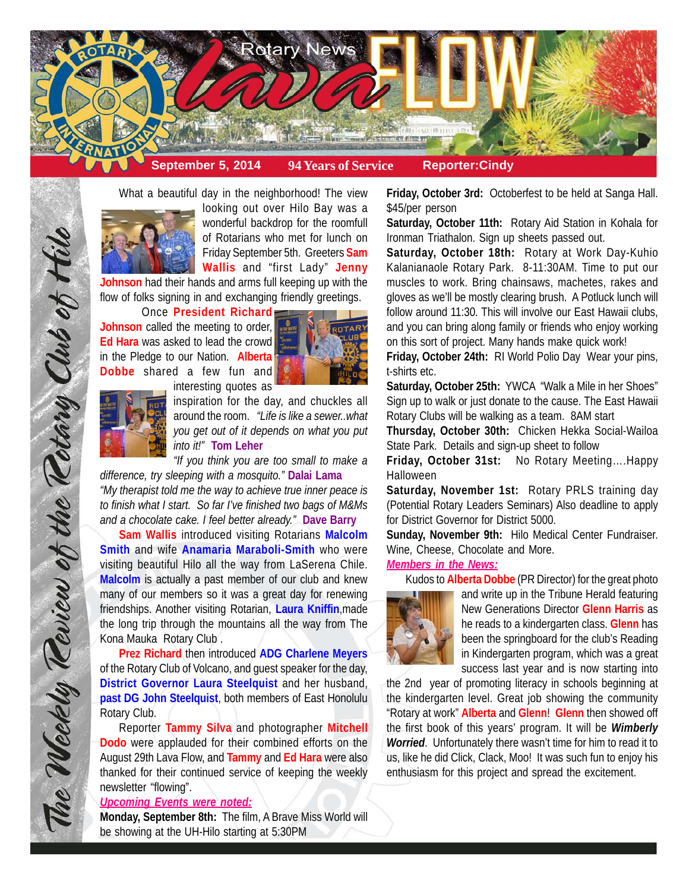# Rotary News lava FLOW

**September 5, 2014 | 94 Years of Service | Reporter:Cindy**

*The Weekly Review of the Rotary Club of Hilo*

What a beautiful day in the neighborhood! The view looking out over Hilo Bay was a wonderful backdrop for the roomfull of Rotarians who met for lunch on Friday September 5th. Greeters **Sam Wallis** and "first Lady" **Jenny Johnson** had their hands and arms full keeping up with the flow of folks signing in and exchanging friendly greetings.

Once **President Richard Johnson** called the meeting to order, **Ed Hara** was asked to lead the crowd in the Pledge to our Nation. **Alberta Dobbe** shared a few fun and interesting quotes as inspiration for the day, and chuckles all around the room. *"Life is like a sewer..what you get out of it depends on what you put into it!"* **Tom Leher**

*"If you think you are too small to make a difference, try sleeping with a mosquito."* **Dalai Lama**

*"My therapist told me the way to achieve true inner peace is to finish what I start. So far I've finished two bags of M&Ms and a chocolate cake. I feel better already."* **Dave Barry**

**Sam Wallis** introduced visiting Rotarians **Malcolm Smith** and wife **Anamaria Maraboli-Smith** who were visiting beautiful Hilo all the way from LaSerena Chile. **Malcolm** is actually a past member of our club and knew many of our members so it was a great day for renewing friendships. Another visiting Rotarian, **Laura Kniffin**,made the long trip through the mountains all the way from The Kona Mauka Rotary Club .

**Prez Richard** then introduced **ADG Charlene Meyers** of the Rotary Club of Volcano, and guest speaker for the day, **District Governor Laura Steelquist** and her husband, **past DG John Steelquist**, both members of East Honolulu Rotary Club.

Reporter **Tammy Silva** and photographer **Mitchell Dodo** were applauded for their combined efforts on the August 29th Lava Flow, and **Tammy** and **Ed Hara** were also thanked for their continued service of keeping the weekly newsletter "flowing".

***Upcoming Events were noted:***

**Monday, September 8th:** The film, A Brave Miss World will be showing at the UH-Hilo starting at 5:30PM

**Friday, October 3rd:** Octoberfest to be held at Sanga Hall. $45/per person

**Saturday, October 11th:** Rotary Aid Station in Kohala for Ironman Triathlon. Sign up sheets passed out.

**Saturday, October 18th:** Rotary at Work Day-Kuhio Kalanianaole Rotary Park. 8-11:30AM. Time to put our muscles to work. Bring chainsaws, machetes, rakes and gloves as we'll be mostly clearing brush. A Potluck lunch will follow around 11:30. This will involve our East Hawaii clubs, and you can bring along family or friends who enjoy working on this sort of project. Many hands make quick work!

**Friday, October 24th:** RI World Polio Day Wear your pins, t-shirts etc.

**Saturday, October 25th:** YWCA "Walk a Mile in her Shoes" Sign up to walk or just donate to the cause. The East Hawaii Rotary Clubs will be walking as a team. 8AM start

**Thursday, October 30th:** Chicken Hekka Social-Wailoa State Park. Details and sign-up sheet to follow

**Friday, October 31st:** No Rotary Meeting....Happy Halloween

**Saturday, November 1st:** Rotary PRLS training day (Potential Rotary Leaders Seminars) Also deadline to apply for District Governor for District 5000.

**Sunday, November 9th:** Hilo Medical Center Fundraiser. Wine, Cheese, Chocolate and More.

***Members in the News:***

Kudos to **Alberta Dobbe** (PR Director) for the great photo and write up in the Tribune Herald featuring New Generations Director **Glenn Harris** as he reads to a kindergarten class. **Glenn** has been the springboard for the club's Reading in Kindergarten program, which was a great success last year and is now starting into the 2nd year of promoting literacy in schools beginning at the kindergarten level. Great job showing the community "Rotary at work" **Alberta** and **Glenn**! **Glenn** then showed off the first book of this years' program. It will be ***Wimberly Worried***. Unfortunately there wasn't time for him to read it to us, like he did Click, Clack, Moo! It was such fun to enjoy his enthusiasm for this project and spread the excitement.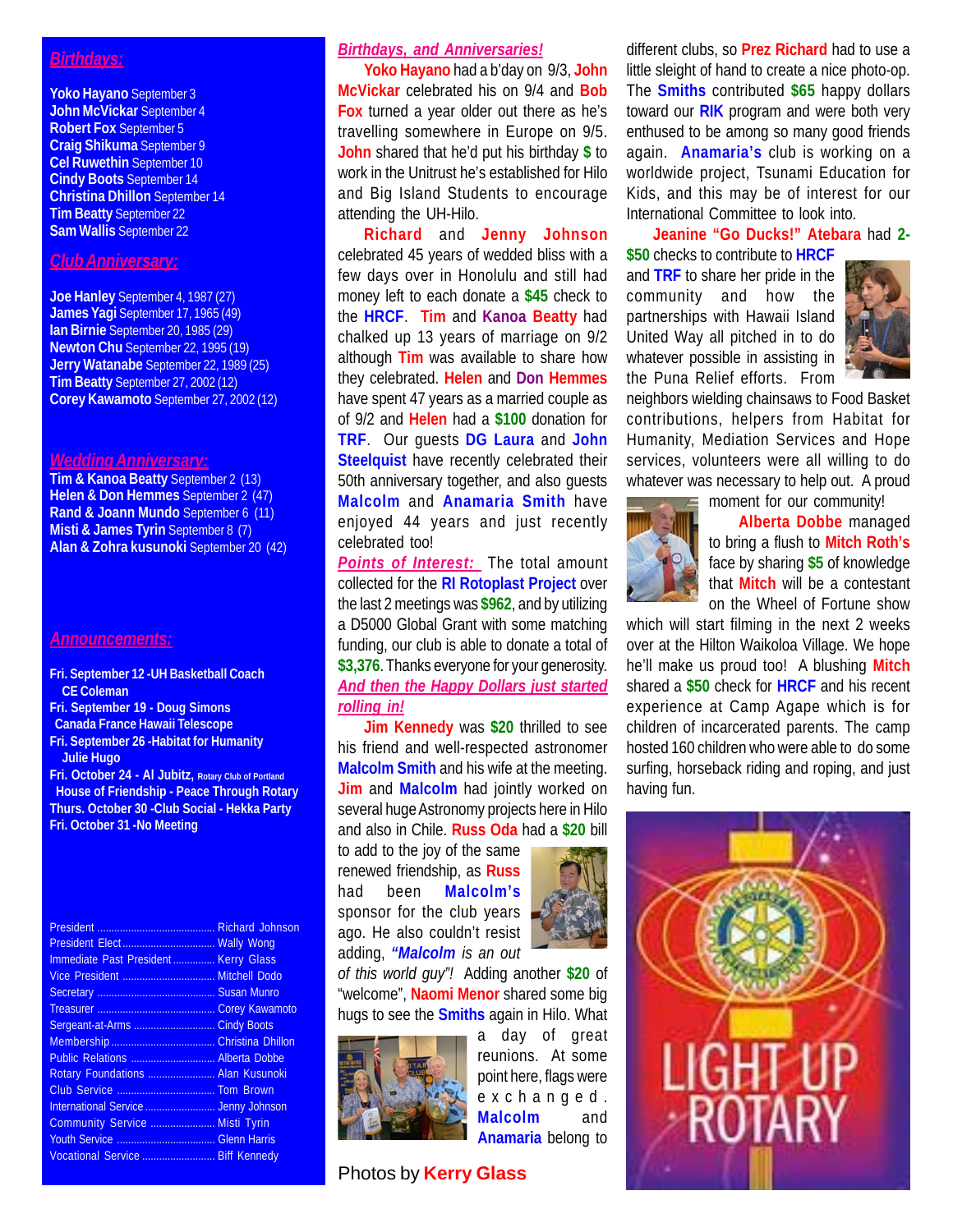## *Birthdays:*

**Yoko Hayano** September 3
**John McVickar** September 4
**Robert Fox** September 5
**Craig Shikuma** September 9
**Cel Ruwethin** September 10
**Cindy Boots** September 14
**Christina Dhillon** September 14
**Tim Beatty** September 22
**Sam Wallis** September 22

## *Club Anniversary:*

**Joe Hanley** September 4, 1987 (27)
**James Yagi** September 17, 1965 (49)
**Ian Birnie** September 20, 1985 (29)
**Newton Chu** September 22, 1995 (19)
**Jerry Watanabe** September 22, 1989 (25)
**Tim Beatty** September 27, 2002 (12)
**Corey Kawamoto** September 27, 2002 (12)

## *Wedding Anniversary:*

**Tim & Kanoa Beatty** September 2 (13)
**Helen & Don Hemmes** September 2 (47)
**Rand & Joann Mundo** September 6 (11)
**Misti & James Tyrin** September 8 (7)
**Alan & Zohra kusunoki** September 20 (42)

## *Announcements:*

**Fri. September 12 -UH Basketball Coach CE Coleman**
**Fri. September 19 - Doug Simons Canada France Hawaii Telescope**
**Fri. September 26 -Habitat for Humanity Julie Hugo**
**Fri. October 24 - Al Jubitz,** Rotary Club of Portland **House of Friendship - Peace Through Rotary**
**Thurs. October 30 -Club Social - Hekka Party**
**Fri. October 31 -No Meeting**

| | |
|---|---|
| President | Richard Johnson |
| President Elect | Wally Wong |
| Immediate Past President | Kerry Glass |
| Vice President | Mitchell Dodo |
| Secretary | Susan Munro |
| Treasurer | Corey Kawamoto |
| Sergeant-at-Arms | Cindy Boots |
| Membership | Christina Dhillon |
| Public Relations | Alberta Dobbe |
| Rotary Foundations | Alan Kusunoki |
| Club Service | Tom Brown |
| International Service | Jenny Johnson |
| Community Service | Misti Tyrin |
| Youth Service | Glenn Harris |
| Vocational Service | Biff Kennedy |

## *Birthdays, and Anniversaries!*

**Yoko Hayano** had a b'day on 9/3, **John McVickar** celebrated his on 9/4 and **Bob Fox** turned a year older out there as he's travelling somewhere in Europe on 9/5. **John** shared that he'd put his birthday **$** to work in the Unitrust he's established for Hilo and Big Island Students to encourage attending the UH-Hilo.

**Richard** and **Jenny Johnson** celebrated 45 years of wedded bliss with a few days over in Honolulu and still had money left to each donate a **$45** check to the **HRCF**. **Tim** and **Kanoa Beatty** had chalked up 13 years of marriage on 9/2 although **Tim** was available to share how they celebrated. **Helen** and **Don Hemmes** have spent 47 years as a married couple as of 9/2 and **Helen** had a **$100** donation for **TRF**. Our guests **DG Laura** and **John Steelquist** have recently celebrated their 50th anniversary together, and also guests **Malcolm** and **Anamaria Smith** have enjoyed 44 years and just recently celebrated too!

***Points of Interest:*** The total amount collected for the **RI Rotoplast Project** over the last 2 meetings was **$962**, and by utilizing a D5000 Global Grant with some matching funding, our club is able to donate a total of **$3,376**. Thanks everyone for your generosity.

***And then the Happy Dollars just started rolling in!***

**Jim Kennedy** was **$20** thrilled to see his friend and well-respected astronomer **Malcolm Smith** and his wife at the meeting. **Jim** and **Malcolm** had jointly worked on several huge Astronomy projects here in Hilo and also in Chile. **Russ Oda** had a **$20** bill to add to the joy of the same renewed friendship, as **Russ** had been **Malcolm's** sponsor for the club years ago. He also couldn't resist adding, ***"Malcolm*** *is an out of this world guy"!* Adding another **$20** of "welcome", **Naomi Menor** shared some big hugs to see the **Smiths** again in Hilo. What a day of great reunions. At some point here, flags were exchanged. **Malcolm** and **Anamaria** belong to different clubs, so **Prez Richard** had to use a little sleight of hand to create a nice photo-op. The **Smiths** contributed **$65** happy dollars toward our **RIK** program and were both very enthused to be among so many good friends again. **Anamaria's** club is working on a worldwide project, Tsunami Education for Kids, and this may be of interest for our International Committee to look into.

**Jeanine "Go Ducks!" Atebara** had **2-$50** checks to contribute to **HRCF** and **TRF** to share her pride in the community and how the partnerships with Hawaii Island United Way all pitched in to do whatever possible in assisting in the Puna Relief efforts. From neighbors wielding chainsaws to Food Basket contributions, helpers from Habitat for Humanity, Mediation Services and Hope services, volunteers were all willing to do whatever was necessary to help out. A proud moment for our community!

**Alberta Dobbe** managed to bring a flush to **Mitch Roth's** face by sharing **$5** of knowledge that **Mitch** will be a contestant on the Wheel of Fortune show which will start filming in the next 2 weeks over at the Hilton Waikoloa Village. We hope he'll make us proud too! A blushing **Mitch** shared a **$50** check for **HRCF** and his recent experience at Camp Agape which is for children of incarcerated parents. The camp hosted 160 children who were able to do some surfing, horseback riding and roping, and just having fun.

Photos by **Kerry Glass**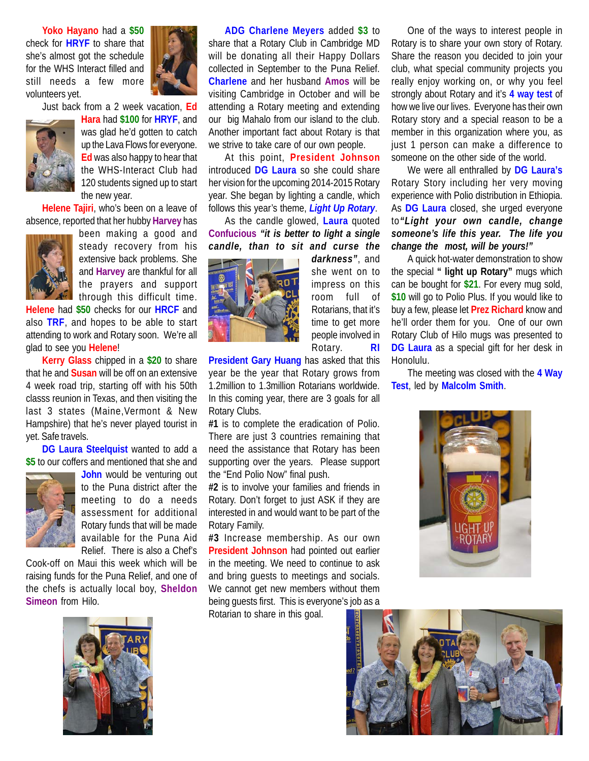**Yoko Hayano** had a **$50** check for **HRYF** to share that she's almost got the schedule for the WHS Interact filled and still needs a few more volunteers yet.

Just back from a 2 week vacation, **Ed Hara** had **$100** for **HRYF**, and was glad he'd gotten to catch up the Lava Flows for everyone. **Ed** was also happy to hear that the WHS-Interact Club had 120 students signed up to start the new year.

**Helene Tajiri**, who's been on a leave of absence, reported that her hubby **Harvey** has been making a good and steady recovery from his extensive back problems. She and **Harvey** are thankful for all the prayers and support through this difficult time. **Helene** had **$50** checks for our **HRCF** and also **TRF**, and hopes to be able to start attending to work and Rotary soon. We're all glad to see you **Helene**!

**Kerry Glass** chipped in a **$20** to share that he and **Susan** will be off on an extensive 4 week road trip, starting off with his 50th classs reunion in Texas, and then visiting the last 3 states (Maine,Vermont & New Hampshire) that he's never played tourist in yet. Safe travels.

**DG Laura Steelquist** wanted to add a **$5** to our coffers and mentioned that she and **John** would be venturing out to the Puna district after the meeting to do a needs assessment for additional Rotary funds that will be made available for the Puna Aid Relief. There is also a Chef's Cook-off on Maui this week which will be raising funds for the Puna Relief, and one of the chefs is actually local boy, **Sheldon Simeon** from Hilo.

**ADG Charlene Meyers** added **$3** to share that a Rotary Club in Cambridge MD will be donating all their Happy Dollars collected in September to the Puna Relief. **Charlene** and her husband **Amos** will be visiting Cambridge in October and will be attending a Rotary meeting and extending our big Mahalo from our island to the club. Another important fact about Rotary is that we strive to take care of our own people.

At this point, **President Johnson** introduced **DG Laura** so she could share her vision for the upcoming 2014-2015 Rotary year. She began by lighting a candle, which follows this year's theme, ***Light Up Rotary***.

As the candle glowed, **Laura** quoted **Confucious** ***"it is better to light a single candle, than to sit and curse the darkness"***, and she went on to impress on this room full of Rotarians, that it's time to get more people involved in Rotary. **RI President Gary Huang** has asked that this year be the year that Rotary grows from 1.2million to 1.3million Rotarians worldwide. In this coming year, there are 3 goals for all Rotary Clubs.

**#1** is to complete the eradication of Polio. There are just 3 countries remaining that need the assistance that Rotary has been supporting over the years. Please support the "End Polio Now" final push.

**#2** is to involve your families and friends in Rotary. Don't forget to just ASK if they are interested in and would want to be part of the Rotary Family.

**#3** Increase membership. As our own **President Johnson** had pointed out earlier in the meeting. We need to continue to ask and bring guests to meetings and socials. We cannot get new members without them being guests first. This is everyone's job as a Rotarian to share in this goal.

One of the ways to interest people in Rotary is to share your own story of Rotary. Share the reason you decided to join your club, what special community projects you really enjoy working on, or why you feel strongly about Rotary and it's **4 way test** of how we live our lives. Everyone has their own Rotary story and a special reason to be a member in this organization where you, as just 1 person can make a difference to someone on the other side of the world.

We were all enthralled by **DG Laura's** Rotary Story including her very moving experience with Polio distribution in Ethiopia. As **DG Laura** closed, she urged everyone to ***"Light your own candle, change someone's life this year. The life you change the most, will be yours!"***

A quick hot-water demonstration to show the special **" light up Rotary"** mugs which can be bought for **$21**. For every mug sold, **$10** will go to Polio Plus. If you would like to buy a few, please let **Prez Richard** know and he'll order them for you. One of our own Rotary Club of Hilo mugs was presented to **DG Laura** as a special gift for her desk in Honolulu.

The meeting was closed with the **4 Way Test**, led by **Malcolm Smith**.